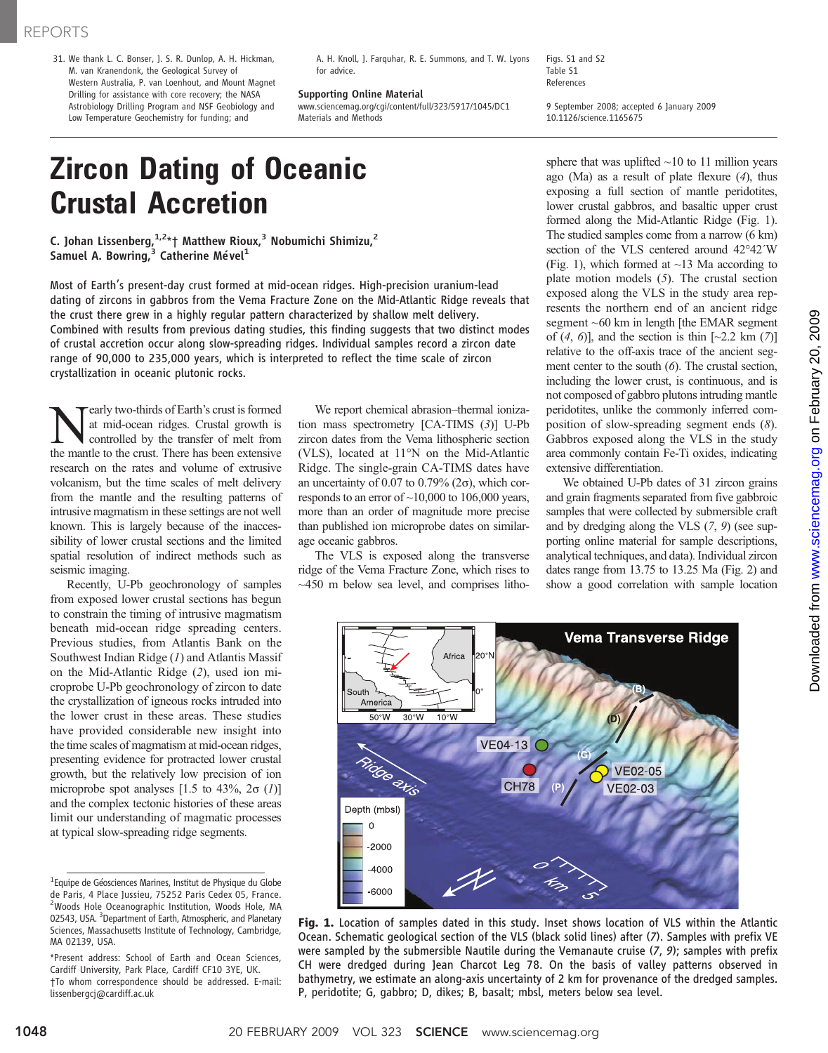31. We thank L. C. Bonser, J. S. R. Dunlop, A. H. Hickman, M. van Kranendonk, the Geological Survey of Western Australia, P. van Loenhout, and Mount Magnet Drilling for assistance with core recovery; the NASA Astrobiology Drilling Program and NSF Geobiology and Low Temperature Geochemistry for funding; and A. H. Knoll, J. Farquhar, R. E. Summons, and T. W. Lyons for advice.

**Supporting Online Material**
www.sciencemag.org/cgi/content/full/323/5917/1045/DC1
Materials and Methods
Figs. S1 and S2
Table S1
References

9 September 2008; accepted 6 January 2009
10.1126/science.1165675

# Zircon Dating of Oceanic Crustal Accretion

**C. Johan Lissenberg,[1,2]*† Matthew Rioux,[3] Nobumichi Shimizu,[2] Samuel A. Bowring,[3] Catherine Mével[1]**

Most of Earth's present-day crust formed at mid-ocean ridges. High-precision uranium-lead dating of zircons in gabbros from the Vema Fracture Zone on the Mid-Atlantic Ridge reveals that the crust there grew in a highly regular pattern characterized by shallow melt delivery. Combined with results from previous dating studies, this finding suggests that two distinct modes of crustal accretion occur along slow-spreading ridges. Individual samples record a zircon date range of 90,000 to 235,000 years, which is interpreted to reflect the time scale of zircon crystallization in oceanic plutonic rocks.

Nearly two-thirds of Earth's crust is formed at mid-ocean ridges. Crustal growth is controlled by the transfer of melt from the mantle to the crust. There has been extensive research on the rates and volume of extrusive volcanism, but the time scales of melt delivery from the mantle and the resulting patterns of intrusive magmatism in these settings are not well known. This is largely because of the inaccessibility of lower crustal sections and the limited spatial resolution of indirect methods such as seismic imaging.

Recently, U-Pb geochronology of samples from exposed lower crustal sections has begun to constrain the timing of intrusive magmatism beneath mid-ocean ridge spreading centers. Previous studies, from Atlantis Bank on the Southwest Indian Ridge (*1*) and Atlantis Massif on the Mid-Atlantic Ridge (*2*), used ion microprobe U-Pb geochronology of zircon to date the crystallization of igneous rocks intruded into the lower crust in these areas. These studies have provided considerable new insight into the time scales of magmatism at mid-ocean ridges, presenting evidence for protracted lower crustal growth, but the relatively low precision of ion microprobe spot analyses [1.5 to 43%, 2σ (*1*)] and the complex tectonic histories of these areas limit our understanding of magmatic processes at typical slow-spreading ridge segments.

We report chemical abrasion–thermal ionization mass spectrometry [CA-TIMS (*3*)] U-Pb zircon dates from the Vema lithospheric section (VLS), located at 11°N on the Mid-Atlantic Ridge. The single-grain CA-TIMS dates have an uncertainty of 0.07 to 0.79% (2σ), which corresponds to an error of ~10,000 to 106,000 years, more than an order of magnitude more precise than published ion microprobe dates on similar-age oceanic gabbros.

The VLS is exposed along the transverse ridge of the Vema Fracture Zone, which rises to ~450 m below sea level, and comprises lithosphere that was uplifted ~10 to 11 million years ago (Ma) as a result of plate flexure (*4*), thus exposing a full section of mantle peridotites, lower crustal gabbros, and basaltic upper crust formed along the Mid-Atlantic Ridge (Fig. 1). The studied samples come from a narrow (6 km) section of the VLS centered around 42°42′W (Fig. 1), which formed at ~13 Ma according to plate motion models (*5*). The crustal section exposed along the VLS in the study area represents the northern end of an ancient ridge segment ~60 km in length [the EMAR segment of (*4*, *6*)], and the section is thin [~2.2 km (*7*)] relative to the off-axis trace of the ancient segment center to the south (*6*). The crustal section, including the lower crust, is continuous, and is not composed of gabbro plutons intruding mantle peridotites, unlike the commonly inferred composition of slow-spreading segment ends (*8*). Gabbros exposed along the VLS in the study area commonly contain Fe-Ti oxides, indicating extensive differentiation.

We obtained U-Pb dates of 31 zircon grains and grain fragments separated from five gabbroic samples that were collected by submersible craft and by dredging along the VLS (*7*, *9*) (see supporting online material for sample descriptions, analytical techniques, and data). Individual zircon dates range from 13.75 to 13.25 Ma (Fig. 2) and show a good correlation with sample location

**Fig. 1.** Location of samples dated in this study. Inset shows location of VLS within the Atlantic Ocean. Schematic geological section of the VLS (black solid lines) after (*7*). Samples with prefix VE were sampled by the submersible Nautile during the Vemanaute cruise (*7*, *9*); samples with prefix CH were dredged during Jean Charcot Leg 78. On the basis of valley patterns observed in bathymetry, we estimate an along-axis uncertainty of 2 km for provenance of the dredged samples. P, peridotite; G, gabbro; D, dikes; B, basalt; mbsl, meters below sea level.

[1]Equipe de Géosciences Marines, Institut de Physique du Globe de Paris, 4 Place Jussieu, 75252 Paris Cedex 05, France. [2]Woods Hole Oceanographic Institution, Woods Hole, MA 02543, USA. [3]Department of Earth, Atmospheric, and Planetary Sciences, Massachusetts Institute of Technology, Cambridge, MA 02139, USA.

*Present address: School of Earth and Ocean Sciences, Cardiff University, Park Place, Cardiff CF10 3YE, UK.
†To whom correspondence should be addressed. E-mail: lissenbergcj@cardiff.ac.uk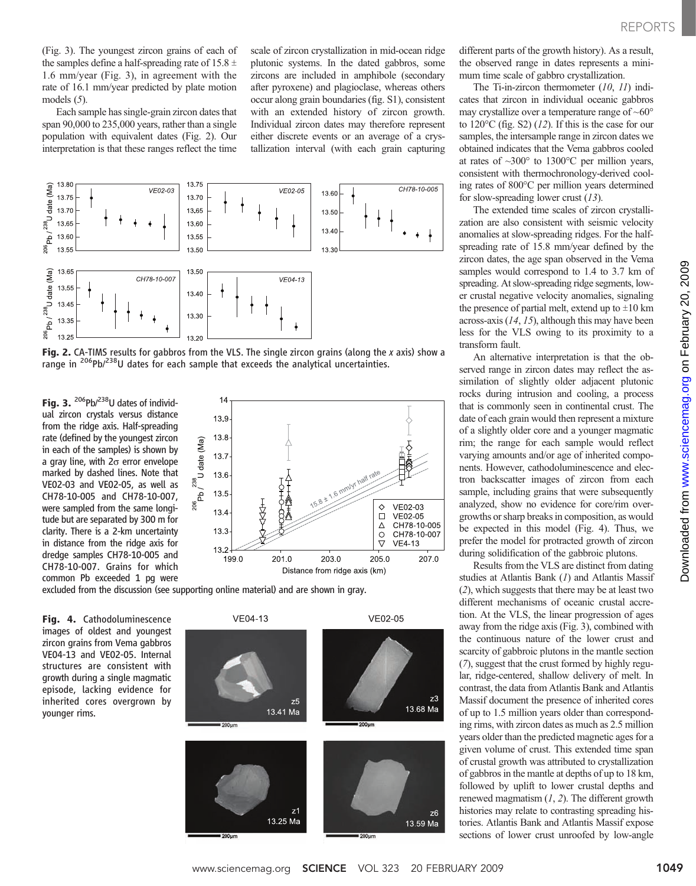(Fig. 3). The youngest zircon grains of each of the samples define a half-spreading rate of 15.8 ± 1.6 mm/year (Fig. 3), in agreement with the rate of 16.1 mm/year predicted by plate motion models (*5*).

Each sample has single-grain zircon dates that span 90,000 to 235,000 years, rather than a single population with equivalent dates (Fig. 2). Our interpretation is that these ranges reflect the time scale of zircon crystallization in mid-ocean ridge plutonic systems. In the dated gabbros, some zircons are included in amphibole (secondary after pyroxene) and plagioclase, whereas others occur along grain boundaries (fig. S1), consistent with an extended history of zircon growth. Individual zircon dates may therefore represent either discrete events or an average of a crystallization interval (with each grain capturing different parts of the growth history). As a result, the observed range in dates represents a minimum time scale of gabbro crystallization.

The Ti-in-zircon thermometer (*10*, *11*) indicates that zircon in individual oceanic gabbros may crystallize over a temperature range of ~60° to 120°C (fig. S2) (*12*). If this is the case for our samples, the intersample range in zircon dates we obtained indicates that the Vema gabbros cooled at rates of ~300° to 1300°C per million years, consistent with thermochronology-derived cooling rates of 800°C per million years determined for slow-spreading lower crust (*13*).

The extended time scales of zircon crystallization are also consistent with seismic velocity anomalies at slow-spreading ridges. For the half-spreading rate of 15.8 mm/year defined by the zircon dates, the age span observed in the Vema samples would correspond to 1.4 to 3.7 km of spreading. At slow-spreading ridge segments, lower crustal negative velocity anomalies, signaling the presence of partial melt, extend up to ±10 km across-axis (*14*, *15*), although this may have been less for the VLS owing to its proximity to a transform fault.

An alternative interpretation is that the observed range in zircon dates may reflect the assimilation of slightly older adjacent plutonic rocks during intrusion and cooling, a process that is commonly seen in continental crust. The date of each grain would then represent a mixture of a slightly older core and a younger magmatic rim; the range for each sample would reflect varying amounts and/or age of inherited components. However, cathodoluminescence and electron backscatter images of zircon from each sample, including grains that were subsequently analyzed, show no evidence for core/rim overgrowths or sharp breaks in composition, as would be expected in this model (Fig. 4). Thus, we prefer the model for protracted growth of zircon during solidification of the gabbroic plutons.

Results from the VLS are distinct from dating studies at Atlantis Bank (*1*) and Atlantis Massif (*2*), which suggests that there may be at least two different mechanisms of oceanic crustal accretion. At the VLS, the linear progression of ages away from the ridge axis (Fig. 3), combined with the continuous nature of the lower crust and scarcity of gabbroic plutons in the mantle section (*7*), suggest that the crust formed by highly regular, ridge-centered, shallow delivery of melt. In contrast, the data from Atlantis Bank and Atlantis Massif document the presence of inherited cores of up to 1.5 million years older than corresponding rims, with zircon dates as much as 2.5 million years older than the predicted magnetic ages for a given volume of crust. This extended time span of crustal growth was attributed to crystallization of gabbros in the mantle at depths of up to 18 km, followed by uplift to lower crustal depths and renewed magmatism (*1*, *2*). The different growth histories may relate to contrasting spreading histories. Atlantis Bank and Atlantis Massif expose sections of lower crust unroofed by low-angle

**Fig. 2.** CA-TIMS results for gabbros from the VLS. The single zircon grains (along the *x* axis) show a range in $^{206}Pb/^{238}U$ dates for each sample that exceeds the analytical uncertainties.

**Fig. 3.** $^{206}Pb/^{238}U$ dates of individual zircon crystals versus distance from the ridge axis. Half-spreading rate (defined by the youngest zircon in each of the samples) is shown by a gray line, with 2σ error envelope marked by dashed lines. Note that VE02-03 and VE02-05, as well as CH78-10-005 and CH78-10-007, were sampled from the same longitude but are separated by 300 m for clarity. There is a 2-km uncertainty in distance from the ridge axis for dredge samples CH78-10-005 and CH78-10-007. Grains for which common Pb exceeded 1 pg were excluded from the discussion (see supporting online material) and are shown in gray.

**Fig. 4.** Cathodoluminescence images of oldest and youngest zircon grains from Vema gabbros VE04-13 and VE02-05. Internal structures are consistent with growth during a single magmatic episode, lacking evidence for inherited cores overgrown by younger rims.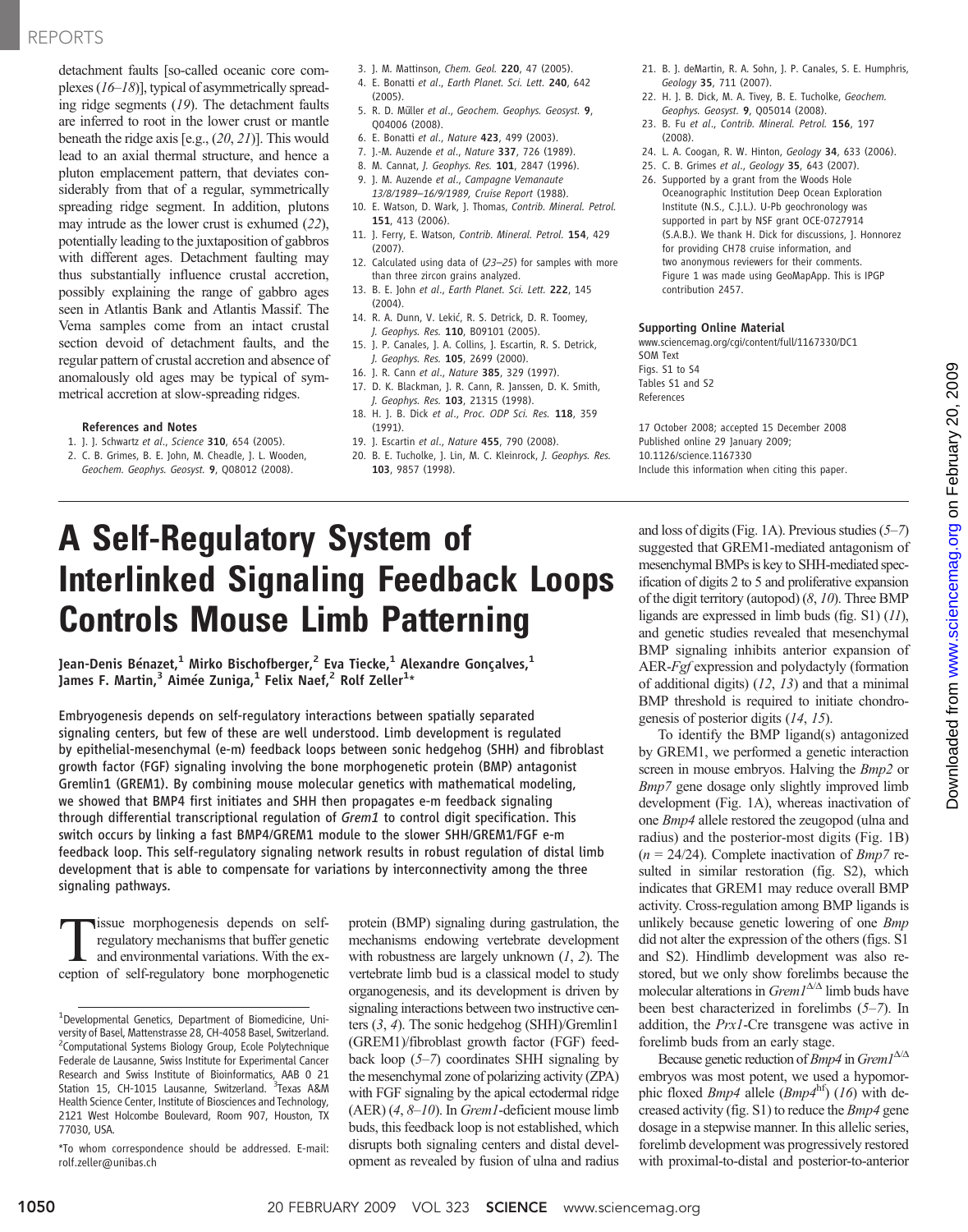detachment faults [so-called oceanic core complexes (16–18)], typical of asymmetrically spreading ridge segments (19). The detachment faults are inferred to root in the lower crust or mantle beneath the ridge axis [e.g., (20, 21)]. This would lead to an axial thermal structure, and hence a pluton emplacement pattern, that deviates considerably from that of a regular, symmetrically spreading ridge segment. In addition, plutons may intrude as the lower crust is exhumed (22), potentially leading to the juxtaposition of gabbros with different ages. Detachment faulting may thus substantially influence crustal accretion, possibly explaining the range of gabbro ages seen in Atlantis Bank and Atlantis Massif. The Vema samples come from an intact crustal section devoid of detachment faults, and the regular pattern of crustal accretion and absence of anomalously old ages may be typical of symmetrical accretion at slow-spreading ridges.

**References and Notes**

1. J. J. Schwartz et al., Science **310**, 654 (2005).
2. C. B. Grimes, B. E. John, M. Cheadle, J. L. Wooden, Geochem. Geophys. Geosyst. **9**, Q08012 (2008).
3. J. M. Mattinson, Chem. Geol. **220**, 47 (2005).
4. E. Bonatti et al., Earth Planet. Sci. Lett. **240**, 642 (2005).
5. R. D. Müller et al., Geochem. Geophys. Geosyst. **9**, Q04006 (2008).
6. E. Bonatti et al., Nature **423**, 499 (2003).
7. J.-M. Auzende et al., Nature **337**, 726 (1989).
8. M. Cannat, J. Geophys. Res. **101**, 2847 (1996).
9. J. M. Auzende et al., Campagne Vemanaute 13/8/1989–16/9/1989, Cruise Report (1988).
10. E. Watson, D. Wark, J. Thomas, Contrib. Mineral. Petrol. **151**, 413 (2006).
11. J. Ferry, E. Watson, Contrib. Mineral. Petrol. **154**, 429 (2007).
12. Calculated using data of (23–25) for samples with more than three zircon grains analyzed.
13. B. E. John et al., Earth Planet. Sci. Lett. **222**, 145 (2004).
14. R. A. Dunn, V. Lekić, R. S. Detrick, D. R. Toomey, J. Geophys. Res. **110**, B09101 (2005).
15. J. P. Canales, J. A. Collins, J. Escartin, R. S. Detrick, J. Geophys. Res. **105**, 2699 (2000).
16. J. R. Cann et al., Nature **385**, 329 (1997).
17. D. K. Blackman, J. R. Cann, R. Janssen, D. K. Smith, J. Geophys. Res. **103**, 21315 (1998).
18. H. J. B. Dick et al., Proc. ODP Sci. Res. **118**, 359 (1991).
19. J. Escartin et al., Nature **455**, 790 (2008).
20. B. E. Tucholke, J. Lin, M. C. Kleinrock, J. Geophys. Res. **103**, 9857 (1998).
21. B. J. deMartin, R. A. Sohn, J. P. Canales, S. E. Humphris, Geology **35**, 711 (2007).
22. H. J. B. Dick, M. A. Tivey, B. E. Tucholke, Geochem. Geophys. Geosyst. **9**, Q05014 (2008).
23. B. Fu et al., Contrib. Mineral. Petrol. **156**, 197 (2008).
24. L. A. Coogan, R. W. Hinton, Geology **34**, 633 (2006).
25. C. B. Grimes et al., Geology **35**, 643 (2007).
26. Supported by a grant from the Woods Hole Oceanographic Institution Deep Ocean Exploration Institute (N.S., C.J.L.). U-Pb geochronology was supported in part by NSF grant OCE-0727914 (S.A.B.). We thank H. Dick for discussions, J. Honnorez for providing CH78 cruise information, and two anonymous reviewers for their comments. Figure 1 was made using GeoMapApp. This is IPGP contribution 2457.

**Supporting Online Material**

www.sciencemag.org/cgi/content/full/1167330/DC1
SOM Text
Figs. S1 to S4
Tables S1 and S2
References

17 October 2008; accepted 15 December 2008
Published online 29 January 2009;
10.1126/science.1167330
Include this information when citing this paper.

# A Self-Regulatory System of Interlinked Signaling Feedback Loops Controls Mouse Limb Patterning

**Jean-Denis Bénazet,[1] Mirko Bischofberger,[2] Eva Tiecke,[1] Alexandre Gonçalves,[1] James F. Martin,[3] Aimée Zuniga,[1] Felix Naef,[2] Rolf Zeller[1]***

Embryogenesis depends on self-regulatory interactions between spatially separated signaling centers, but few of these are well understood. Limb development is regulated by epithelial-mesenchymal (e-m) feedback loops between sonic hedgehog (SHH) and fibroblast growth factor (FGF) signaling involving the bone morphogenetic protein (BMP) antagonist Gremlin1 (GREM1). By combining mouse molecular genetics with mathematical modeling, we showed that BMP4 first initiates and SHH then propagates e-m feedback signaling through differential transcriptional regulation of *Grem1* to control digit specification. This switch occurs by linking a fast BMP4/GREM1 module to the slower SHH/GREM1/FGF e-m feedback loop. This self-regulatory signaling network results in robust regulation of distal limb development that is able to compensate for variations by interconnectivity among the three signaling pathways.

Tissue morphogenesis depends on self-regulatory mechanisms that buffer genetic and environmental variations. With the exception of self-regulatory bone morphogenetic protein (BMP) signaling during gastrulation, the mechanisms endowing vertebrate development with robustness are largely unknown (1, 2). The vertebrate limb bud is a classical model to study organogenesis, and its development is driven by signaling interactions between two instructive centers (3, 4). The sonic hedgehog (SHH)/Gremlin1 (GREM1)/fibroblast growth factor (FGF) feedback loop (5–7) coordinates SHH signaling by the mesenchymal zone of polarizing activity (ZPA) with FGF signaling by the apical ectodermal ridge (AER) (4, 8–10). In *Grem1*-deficient mouse limb buds, this feedback loop is not established, which disrupts both signaling centers and distal development as revealed by fusion of ulna and radius and loss of digits (Fig. 1A). Previous studies (5–7) suggested that GREM1-mediated antagonism of mesenchymal BMPs is key to SHH-mediated specification of digits 2 to 5 and proliferative expansion of the digit territory (autopod) (8, 10). Three BMP ligands are expressed in limb buds (fig. S1) (11), and genetic studies revealed that mesenchymal BMP signaling inhibits anterior expansion of AER-*Fgf* expression and polydactyly (formation of additional digits) (12, 13) and that a minimal BMP threshold is required to initiate chondrogenesis of posterior digits (14, 15).

To identify the BMP ligand(s) antagonized by GREM1, we performed a genetic interaction screen in mouse embryos. Halving the *Bmp2* or *Bmp7* gene dosage only slightly improved limb development (Fig. 1A), whereas inactivation of one *Bmp4* allele restored the zeugopod (ulna and radius) and the posterior-most digits (Fig. 1B) ($n = 24/24$). Complete inactivation of *Bmp7* resulted in similar restoration (fig. S2), which indicates that GREM1 may reduce overall BMP activity. Cross-regulation among BMP ligands is unlikely because genetic lowering of one *Bmp* did not alter the expression of the others (figs. S1 and S2). Hindlimb development was also restored, but we only show forelimbs because the molecular alterations in $Grem1^{\Delta/\Delta}$ limb buds have been best characterized in forelimbs (5–7). In addition, the *Prx1*-Cre transgene was active in forelimb buds from an early stage.

Because genetic reduction of *Bmp4* in $Grem1^{\Delta/\Delta}$ embryos was most potent, we used a hypomorphic floxed *Bmp4* allele ($Bmp4^{hf}$) (16) with decreased activity (fig. S1) to reduce the *Bmp4* gene dosage in a stepwise manner. In this allelic series, forelimb development was progressively restored with proximal-to-distal and posterior-to-anterior

[1]Developmental Genetics, Department of Biomedicine, University of Basel, Mattenstrasse 28, CH-4058 Basel, Switzerland. [2]Computational Systems Biology Group, Ecole Polytechnique Federale de Lausanne, Swiss Institute for Experimental Cancer Research and Swiss Institute of Bioinformatics, AAB 0 21 Station 15, CH-1015 Lausanne, Switzerland. [3]Texas A&M Health Science Center, Institute of Biosciences and Technology, 2121 West Holcombe Boulevard, Room 907, Houston, TX 77030, USA.

*To whom correspondence should be addressed. E-mail: rolf.zeller@unibas.ch